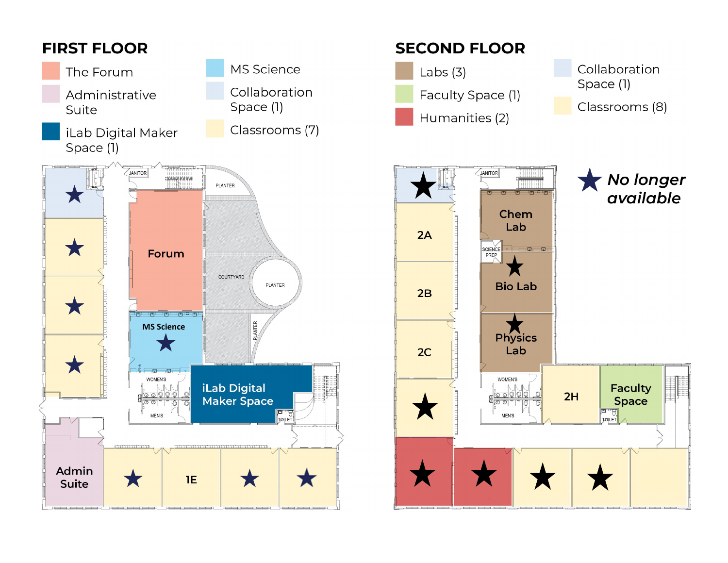## FIRST FLOOR

- The Forum
- Administrative Suite
- iLab Digital Maker Space (1)
- MS Science
- Collaboration Space (1)
- Classrooms (7)

JANITOR

PLANTER

Forum

COURTYARD

PLANTER

MS Science

PLANTER

WOMEN'S

MEN'S

iLab Digital Maker Space

TOILET

Admin Suite

1E

## SECOND FLOOR

- Labs (3)
- Faculty Space (1)
- Humanities (2)
- Collaboration Space (1)
- Classrooms (8)

★ *No longer available*

JANITOR

Chem Lab

SCIENCE PREP

Bio Lab

Physics Lab

2A

2B

2C

WOMEN'S

MEN'S

2H

Faculty Space

TOILET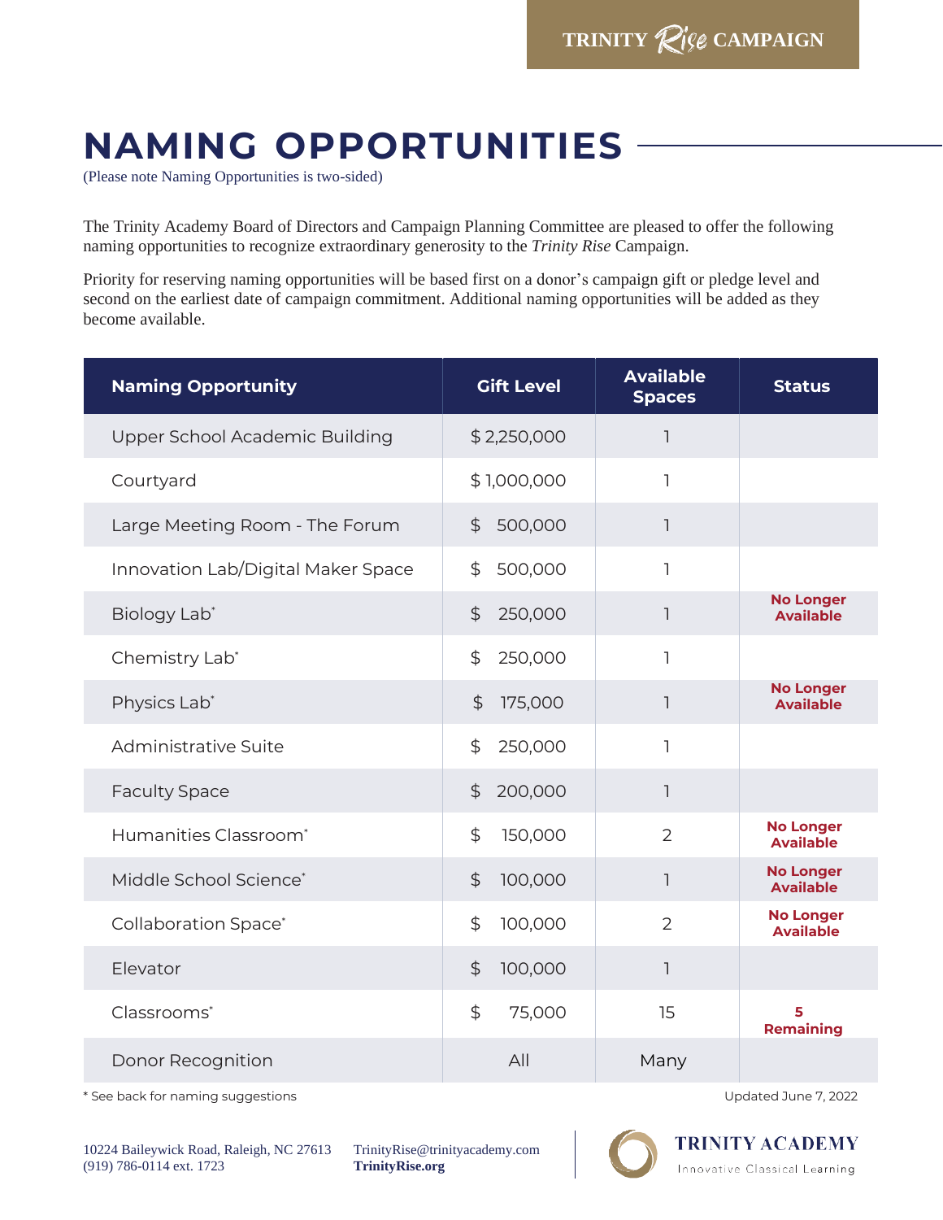TRINITY *Rise* CAMPAIGN

# NAMING OPPORTUNITIES

(Please note Naming Opportunities is two-sided)

The Trinity Academy Board of Directors and Campaign Planning Committee are pleased to offer the following naming opportunities to recognize extraordinary generosity to the *Trinity Rise* Campaign.

Priority for reserving naming opportunities will be based first on a donor's campaign gift or pledge level and second on the earliest date of campaign commitment. Additional naming opportunities will be added as they become available.

| Naming Opportunity | Gift Level | Available Spaces | Status |
|---|---|---|---|
| Upper School Academic Building | $ 2,250,000 | 1 | |
| Courtyard | $ 1,000,000 | 1 | |
| Large Meeting Room - The Forum | $ 500,000 | 1 | |
| Innovation Lab/Digital Maker Space | $ 500,000 | 1 | |
| Biology Lab* | $ 250,000 | 1 | **No Longer Available** |
| Chemistry Lab* | $ 250,000 | 1 | |
| Physics Lab* | $ 175,000 | 1 | **No Longer Available** |
| Administrative Suite | $ 250,000 | 1 | |
| Faculty Space | $ 200,000 | 1 | |
| Humanities Classroom* | $ 150,000 | 2 | **No Longer Available** |
| Middle School Science* | $ 100,000 | 1 | **No Longer Available** |
| Collaboration Space* | $ 100,000 | 2 | **No Longer Available** |
| Elevator | $ 100,000 | 1 | |
| Classrooms* | $ 75,000 | 15 | **5 Remaining** |
| Donor Recognition | All | Many | |

\* See back for naming suggestions

Updated June 7, 2022

10224 Baileywick Road, Raleigh, NC 27613
(919) 786-0114 ext. 1723

TrinityRise@trinityacademy.com
**TrinityRise.org**

TRINITY ACADEMY
Innovative Classical Learning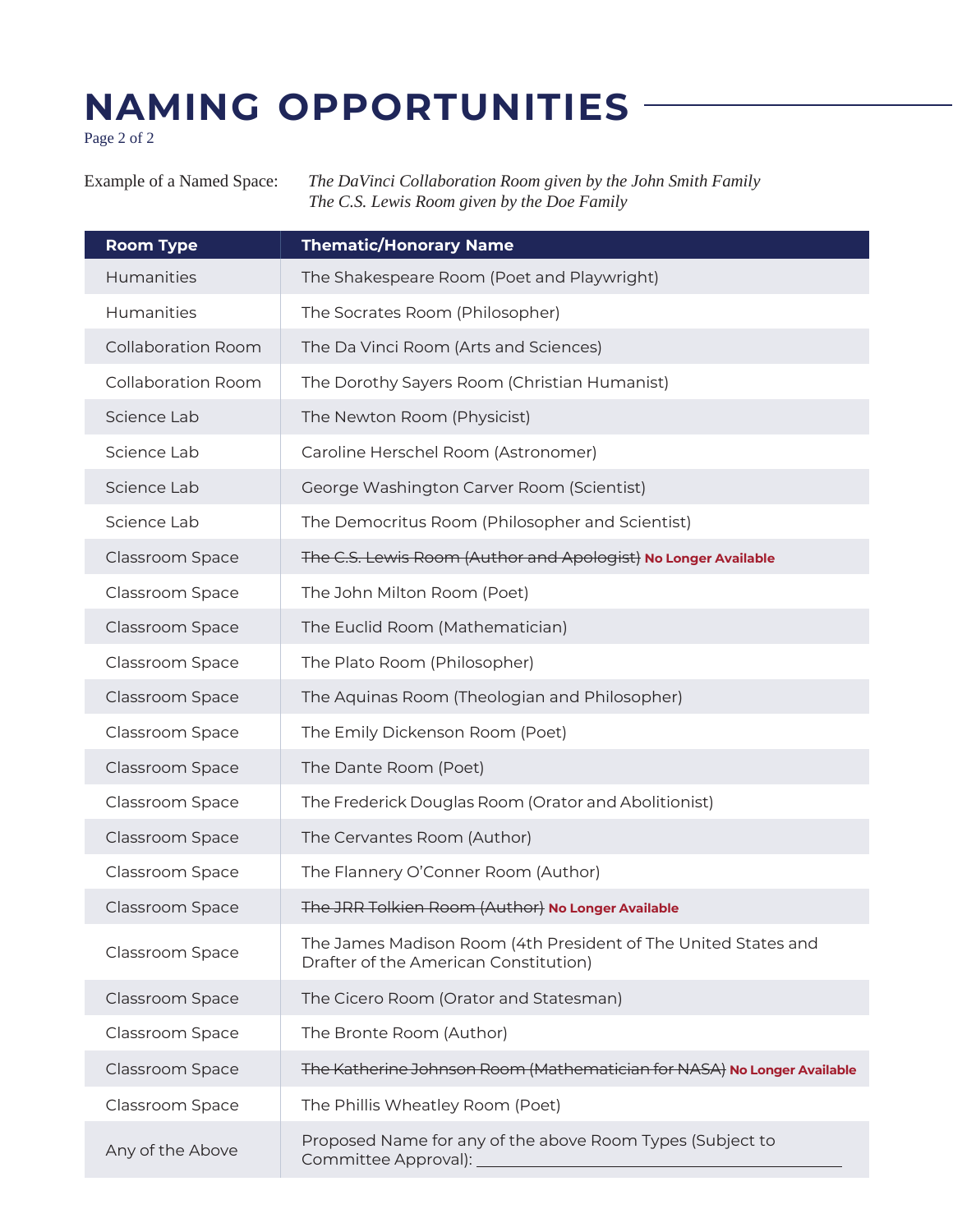# NAMING OPPORTUNITIES

Page 2 of 2

Example of a Named Space: *The DaVinci Collaboration Room given by the John Smith Family*
*The C.S. Lewis Room given by the Doe Family*

| Room Type | Thematic/Honorary Name |
|---|---|
| Humanities | The Shakespeare Room (Poet and Playwright) |
| Humanities | The Socrates Room (Philosopher) |
| Collaboration Room | The Da Vinci Room (Arts and Sciences) |
| Collaboration Room | The Dorothy Sayers Room (Christian Humanist) |
| Science Lab | The Newton Room (Physicist) |
| Science Lab | Caroline Herschel Room (Astronomer) |
| Science Lab | George Washington Carver Room (Scientist) |
| Science Lab | The Democritus Room (Philosopher and Scientist) |
| Classroom Space | ~~The C.S. Lewis Room (Author and Apologist)~~ **No Longer Available** |
| Classroom Space | The John Milton Room (Poet) |
| Classroom Space | The Euclid Room (Mathematician) |
| Classroom Space | The Plato Room (Philosopher) |
| Classroom Space | The Aquinas Room (Theologian and Philosopher) |
| Classroom Space | The Emily Dickenson Room (Poet) |
| Classroom Space | The Dante Room (Poet) |
| Classroom Space | The Frederick Douglas Room (Orator and Abolitionist) |
| Classroom Space | The Cervantes Room (Author) |
| Classroom Space | The Flannery O'Conner Room (Author) |
| Classroom Space | ~~The JRR Tolkien Room (Author)~~ **No Longer Available** |
| Classroom Space | The James Madison Room (4th President of The United States and Drafter of the American Constitution) |
| Classroom Space | The Cicero Room (Orator and Statesman) |
| Classroom Space | The Bronte Room (Author) |
| Classroom Space | ~~The Katherine Johnson Room (Mathematician for NASA)~~ **No Longer Available** |
| Classroom Space | The Phillis Wheatley Room (Poet) |
| Any of the Above | Proposed Name for any of the above Room Types (Subject to Committee Approval): ______________________________ |